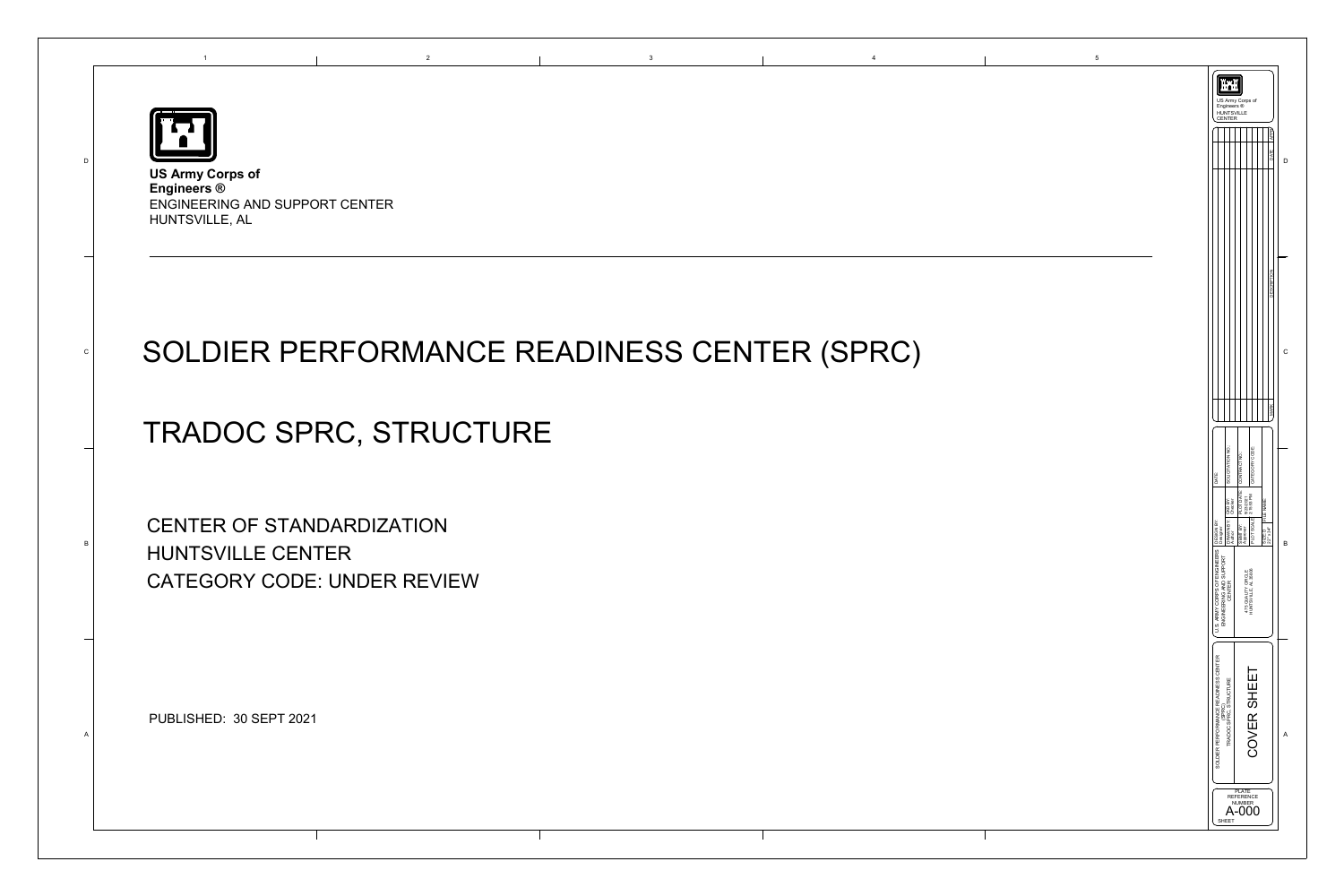**US Army Corps of Engineers ®**
ENGINEERING AND SUPPORT CENTER
HUNTSVILLE, AL

# SOLDIER PERFORMANCE READINESS CENTER (SPRC)

# TRADOC SPRC, STRUCTURE

CENTER OF STANDARDIZATION
HUNTSVILLE CENTER
CATEGORY CODE: UNDER REVIEW

PUBLISHED: 30 SEPT 2021

US Army Corps of Engineers ®
HUNTSVILLE CENTER

U.S. ARMY CORPS OF ENGINEERS ENGINEERING AND SUPPORT CENTER

475 QUALITY CIRCLE
HUNTSVILLE, AL 35806

SOLDIER PERFORMANCE READINESS CENTER (SPRC)
TRADOC SPRC, STRUCTURE

COVER SHEET

PLATE REFERENCE NUMBER
A-000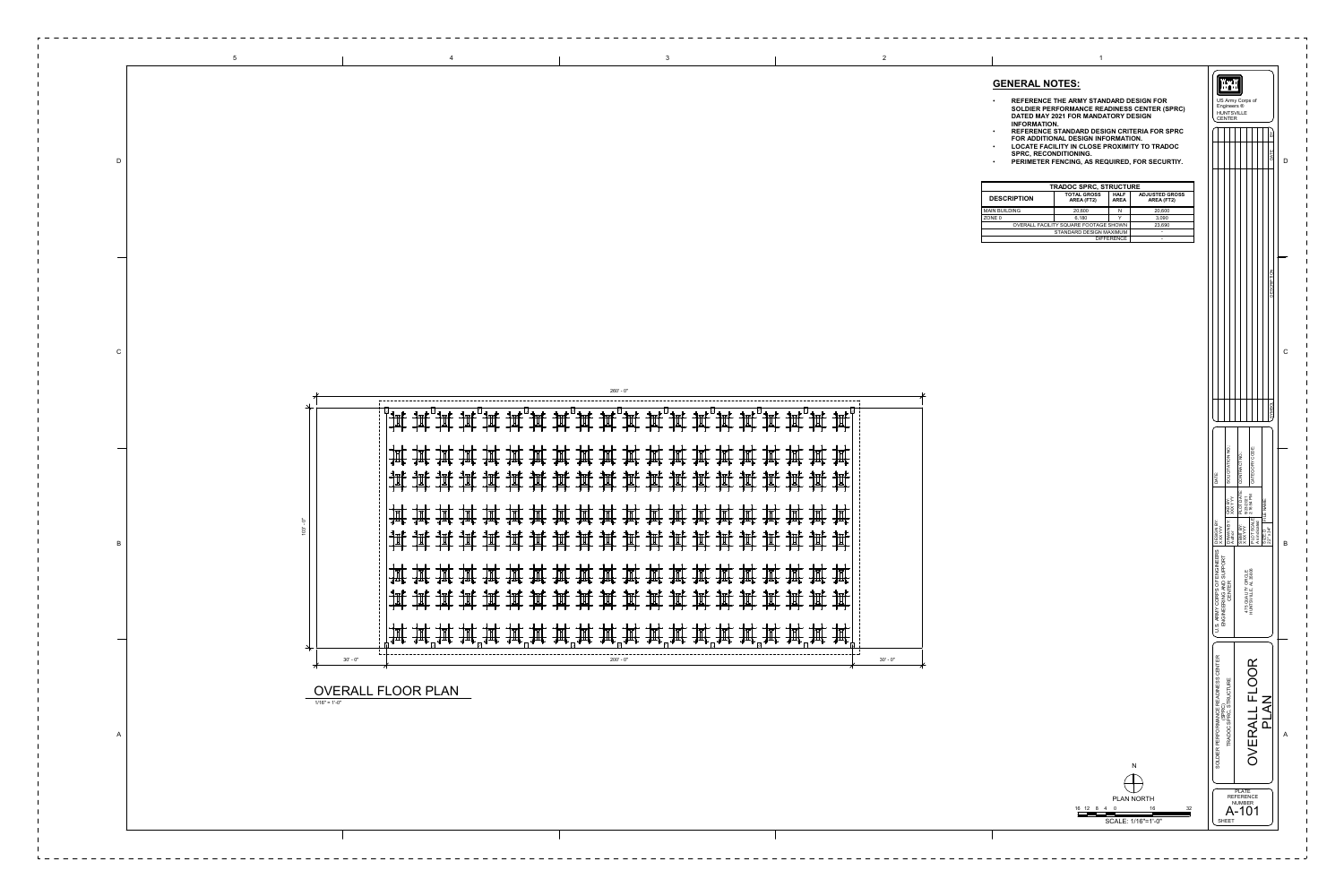## GENERAL NOTES:

- REFERENCE THE ARMY STANDARD DESIGN FOR SOLDIER PERFORMANCE READINESS CENTER (SPRC) DATED MAY 2021 FOR MANDATORY DESIGN INFORMATION.
- REFERENCE STANDARD DESIGN CRITERIA FOR SPRC FOR ADDITIONAL DESIGN INFORMATION.
- LOCATE FACILITY IN CLOSE PROXIMITY TO TRADOC SPRC, RECONDITIONING.
- PERIMETER FENCING, AS REQUIRED, FOR SECURTIY.

| TRADOC SPRC, STRUCTURE | | | |
|---|---|---|---|
| DESCRIPTION | TOTAL GROSS AREA (FT2) | HALF AREA | ADJUSTED GROSS AREA (FT2) |
| MAIN BUILDING | 20,600 | N | 20,600 |
| ZONE 0 | 6,180 | Y | 3,090 |
| OVERALL FACILITY SQUARE FOOTAGE SHOWN | | | 23,690 |
| STANDARD DESIGN MAXIMUM | | | - |
| DIFFERENCE | | | - |

260' - 0"

103' - 0"

30' - 0" | 200' - 0" | 30' - 0"

## OVERALL FLOOR PLAN

1/16" = 1'-0"

N

PLAN NORTH

16 12 8 4 0 16 32

SCALE: 1/16"=1'-0"

US Army Corps of Engineers® HUNTSVILLE CENTER

U.S. ARMY CORPS OF ENGINEERS ENGINEERING AND SUPPORT CENTER

475 QUALITY CIRCLE HUNTSVILLE, AL 35806

DESIGN BY: XXX/YYY | DRAWN BY: Author | CHECKED BY: XXX/YYY | SUBMITTED BY: XXX/YYY | PLOT DATE: 8/9/2021 | CAD ID: Available | SIZE: 22"x34" | FILE NAME:

DATE: | SOLICITATION NO.: | CONTRACT NO.: | CATEGORY CODE:

SOLDIER PERFORMANCE READINESS CENTER (SPRC) TRADOC-SPRC, STRUCTURE

OVERALL FLOOR PLAN

PLATE REFERENCE NUMBER:

A-101

SHEET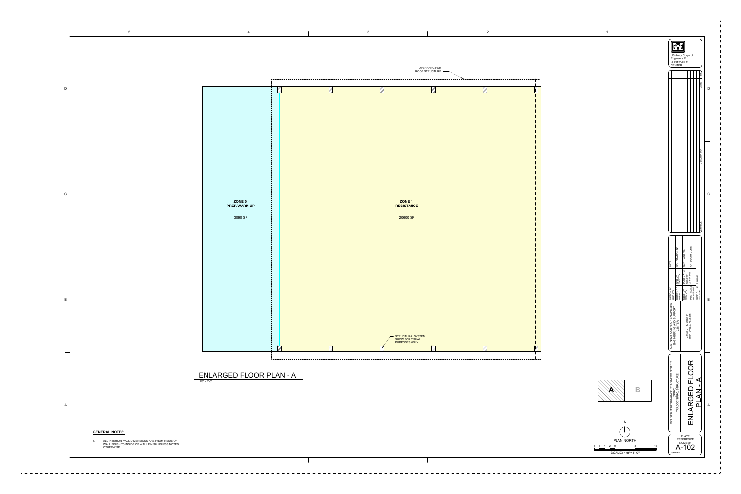OVERHANG FOR ROOF STRUCTURE

**ZONE 0: PREP/WARM UP**

3090 SF

**ZONE 1: RESISTANCE**

20600 SF

STRUCTURAL SYSTEM SHOW FOR VISUAL PURPOSES ONLY.

## ENLARGED FLOOR PLAN - A

1/8" = 1'-0"

**GENERAL NOTES:**

1. ALL INTERIOR WALL DIMENSIONS ARE FROM INSIDE OF WALL FINISH TO INSIDE OF WALL FINISH UNLESS NOTED OTHERWISE.

A B

N

PLAN NORTH

8 6 4 2 0 8 16

SCALE: 1/8"=1'-0"

US Army Corps of Engineers® HUNTSVILLE CENTER

U.S. ARMY CORPS OF ENGINEERS ENGINEERING AND SUPPORT CENTER

475 QUALITY CIRCLE HUNTSVILLE, AL 35806

SOLDIER PERFORMANCE READINESS CENTER (SPRC) TRADOC-SPRC STRUCTURE

ENLARGED FLOOR PLAN - A

PLATE REFERENCE NUMBER

A-102

SHEET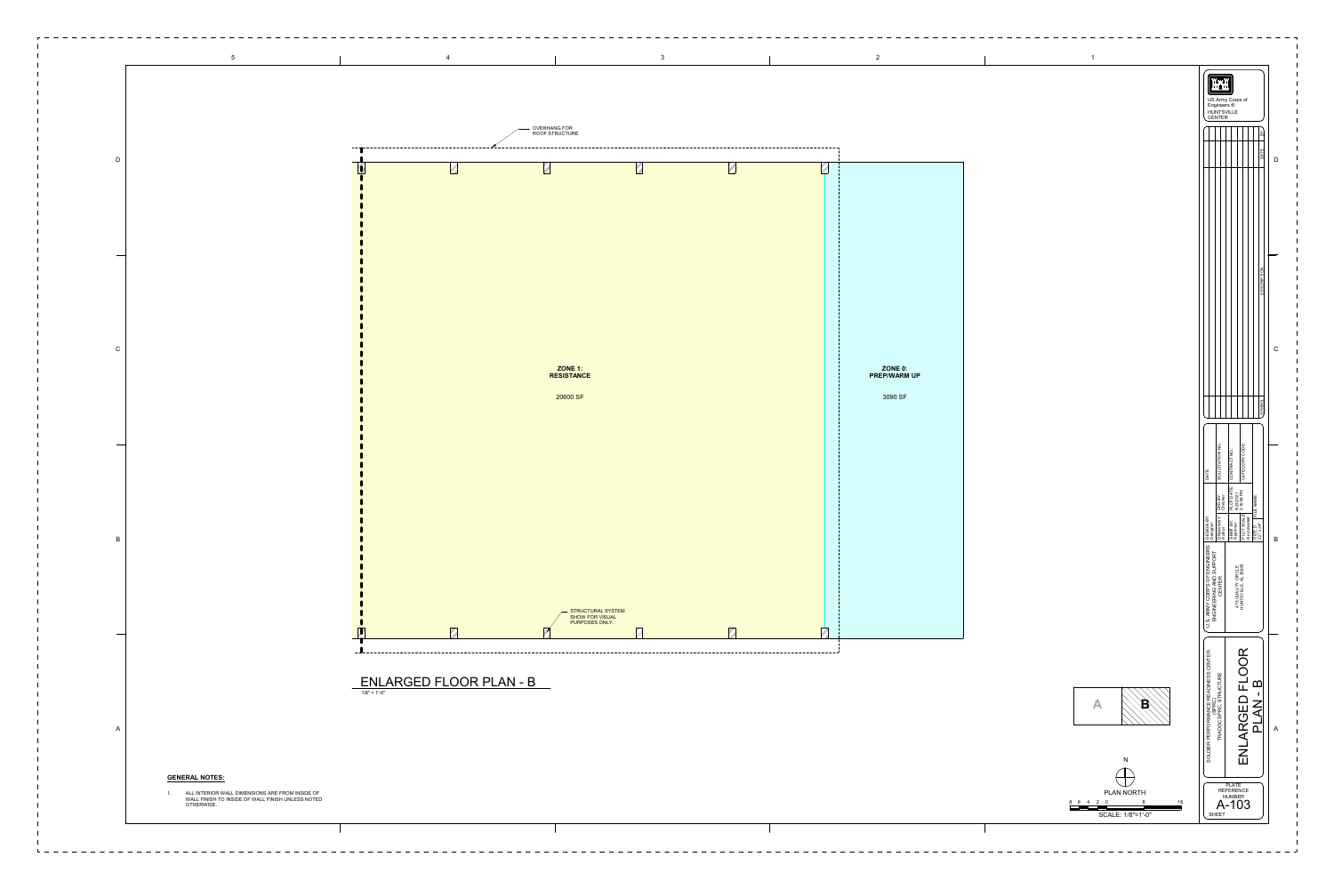OVERHANG FOR ROOF STRUCTURE

**ZONE 1: RESISTANCE**

20600 SF

**ZONE 0: PREP/WARM UP**

3090 SF

STRUCTURAL SYSTEM SHOW FOR VISUAL PURPOSES ONLY.

## ENLARGED FLOOR PLAN - B

1/8" = 1'-0"

A | B

N

PLAN NORTH

8 6 4 2 0 8 16

SCALE: 1/8"=1'-0"

**GENERAL NOTES:**

1. ALL INTERIOR WALL DIMENSIONS ARE FROM INSIDE OF WALL FINISH TO INSIDE OF WALL FINISH UNLESS NOTED OTHERWISE.

US Army Corps of Engineers ® HUNTSVILLE CENTER

U.S. ARMY CORPS OF ENGINEERS ENGINEERING AND SUPPORT CENTER

475 QUALITY CIRCLE HUNTSVILLE, AL 35806

SOLDIER PERFORMANCE READINESS CENTER (SPRC) TRADOC-SPRC STRUCTURE

ENLARGED FLOOR PLAN - B

PLATE REFERENCE NUMBER

A-103

SHEET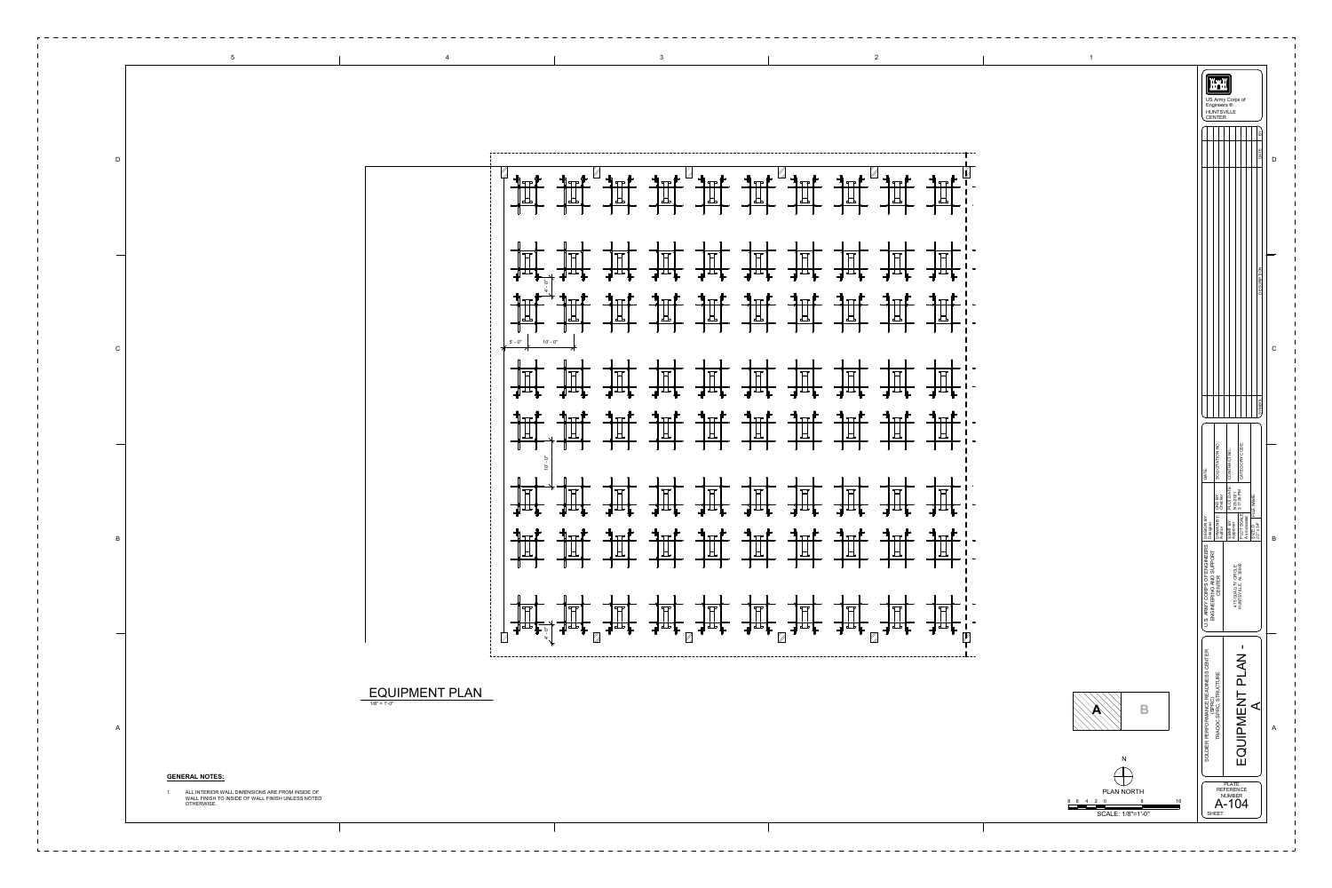## EQUIPMENT PLAN

1/8" = 1'-0"

5' - 0"

10' - 0"

4' - 0"

10' - 0"

4' - 0"

**GENERAL NOTES:**

1. ALL INTERIOR WALL DIMENSIONS ARE FROM INSIDE OF WALL FINISH TO INSIDE OF WALL FINISH UNLESS NOTED OTHERWISE.

A B

N

PLAN NORTH

SCALE: 1/8"=1'-0"

US Army Corps of Engineers ® HUNTSVILLE CENTER

U.S. ARMY CORPS OF ENGINEERS ENGINEERING AND SUPPORT CENTER

475 QUALITY CIRCLE HUNTSVILLE, AL 35806

Designed by: Designer

Drawn by: Author

Checked by: Checker

Reviewed by: Approver

Submitted by: Submitted

Plot Scale: As indicated

Size: 22"x34"

File Name:

SOLDIER PERFORMANCE READINESS CENTER (SPRC) TRADOC-SPRC STRUCTURE

# EQUIPMENT PLAN - A

PLATE REFERENCE NUMBER

A-104

SHEET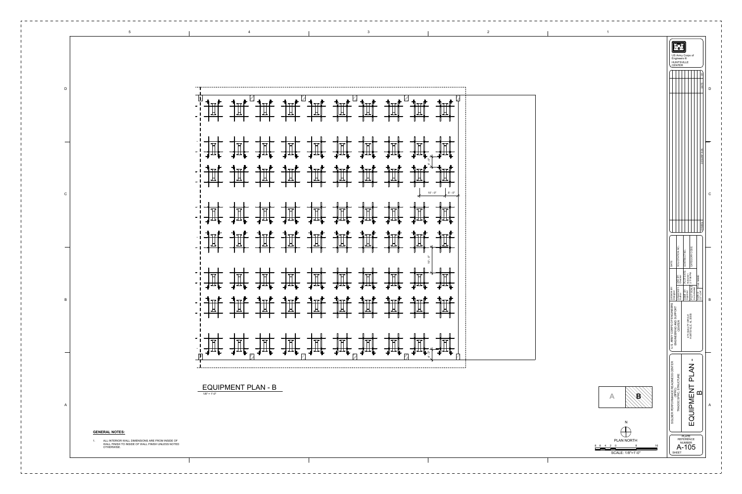EQUIPMENT PLAN - B

1/8" = 1'-0"

10' - 0"

5' - 0"

4' - 0"

10' - 0"

4' - 0"

A

B

N

PLAN NORTH

8 6 4 2 0 8 16

SCALE: 1/8"=1'-0"

**GENERAL NOTES:**

1. ALL INTERIOR WALL DIMENSIONS ARE FROM INSIDE OF WALL FINISH TO INSIDE OF WALL FINISH UNLESS NOTED OTHERWISE.

US Army Corps of Engineers ® HUNTSVILLE CENTER

U.S. ARMY CORPS OF ENGINEERS ENGINEERING AND SUPPORT CENTER

475 QUALITY CIRCLE HUNTSVILLE, AL 35806

SOLDIER PERFORMANCE READINESS CENTER (SPRC) TRADOC-SPRC STRUCTURE

EQUIPMENT PLAN - B

PLATE REFERENCE NUMBER

A-105

SHEET